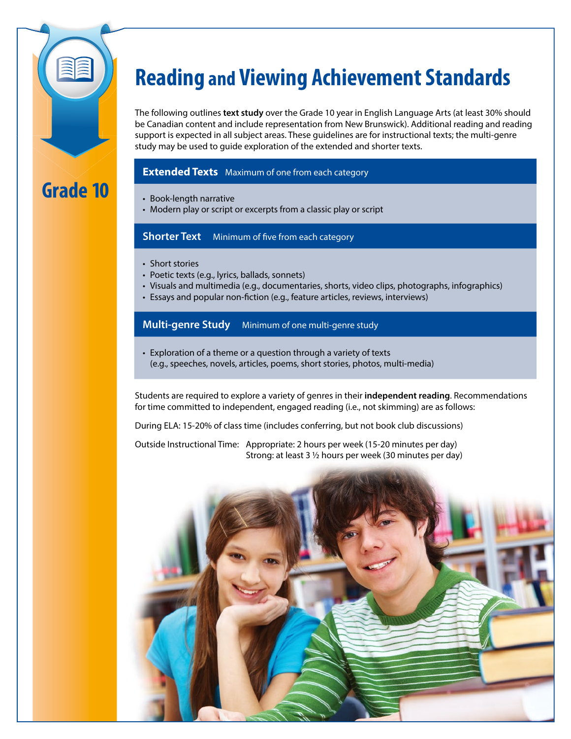Grade 10

# Reading and Viewing Achievement Standards

The following outlines **text study** over the Grade 10 year in English Language Arts (at least 30% should be Canadian content and include representation from New Brunswick). Additional reading and reading support is expected in all subject areas. These guidelines are for instructional texts; the multi-genre study may be used to guide exploration of the extended and shorter texts.

### Extended Texts — Maximum of one from each category

- Book-length narrative
- Modern play or script or excerpts from a classic play or script

### Shorter Text — Minimum of five from each category

- Short stories
- Poetic texts (e.g., lyrics, ballads, sonnets)
- Visuals and multimedia (e.g., documentaries, shorts, video clips, photographs, infographics)
- Essays and popular non-fiction (e.g., feature articles, reviews, interviews)

### Multi-genre Study — Minimum of one multi-genre study

- Exploration of a theme or a question through a variety of texts (e.g., speeches, novels, articles, poems, short stories, photos, multi-media)

Students are required to explore a variety of genres in their **independent reading**. Recommendations for time committed to independent, engaged reading (i.e., not skimming) are as follows:

During ELA: 15-20% of class time (includes conferring, but not book club discussions)

Outside Instructional Time: Appropriate: 2 hours per week (15-20 minutes per day)
Strong: at least 3 ½ hours per week (30 minutes per day)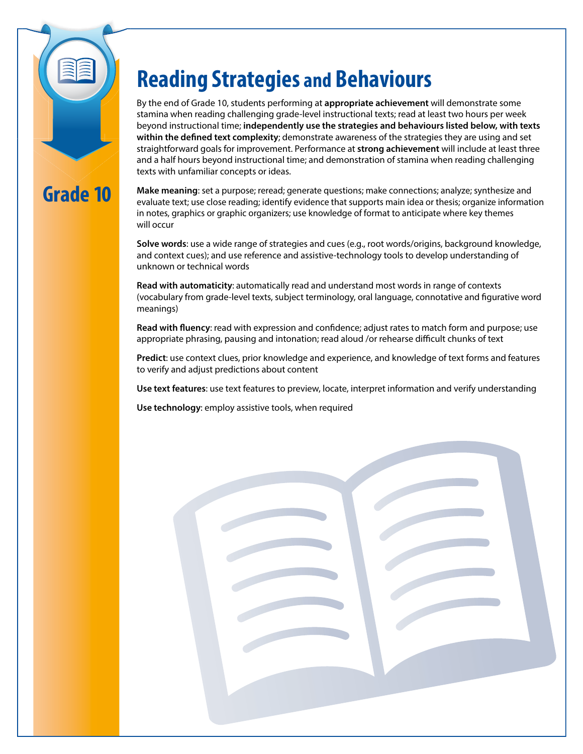Grade 10

# Reading Strategies and Behaviours

By the end of Grade 10, students performing at **appropriate achievement** will demonstrate some stamina when reading challenging grade-level instructional texts; read at least two hours per week beyond instructional time; **independently use the strategies and behaviours listed below, with texts within the defined text complexity**; demonstrate awareness of the strategies they are using and set straightforward goals for improvement. Performance at **strong achievement** will include at least three and a half hours beyond instructional time; and demonstration of stamina when reading challenging texts with unfamiliar concepts or ideas.

**Make meaning**: set a purpose; reread; generate questions; make connections; analyze; synthesize and evaluate text; use close reading; identify evidence that supports main idea or thesis; organize information in notes, graphics or graphic organizers; use knowledge of format to anticipate where key themes will occur

**Solve words**: use a wide range of strategies and cues (e.g., root words/origins, background knowledge, and context cues); and use reference and assistive-technology tools to develop understanding of unknown or technical words

**Read with automaticity**: automatically read and understand most words in range of contexts (vocabulary from grade-level texts, subject terminology, oral language, connotative and figurative word meanings)

**Read with fluency**: read with expression and confidence; adjust rates to match form and purpose; use appropriate phrasing, pausing and intonation; read aloud /or rehearse difficult chunks of text

**Predict**: use context clues, prior knowledge and experience, and knowledge of text forms and features to verify and adjust predictions about content

**Use text features**: use text features to preview, locate, interpret information and verify understanding

**Use technology**: employ assistive tools, when required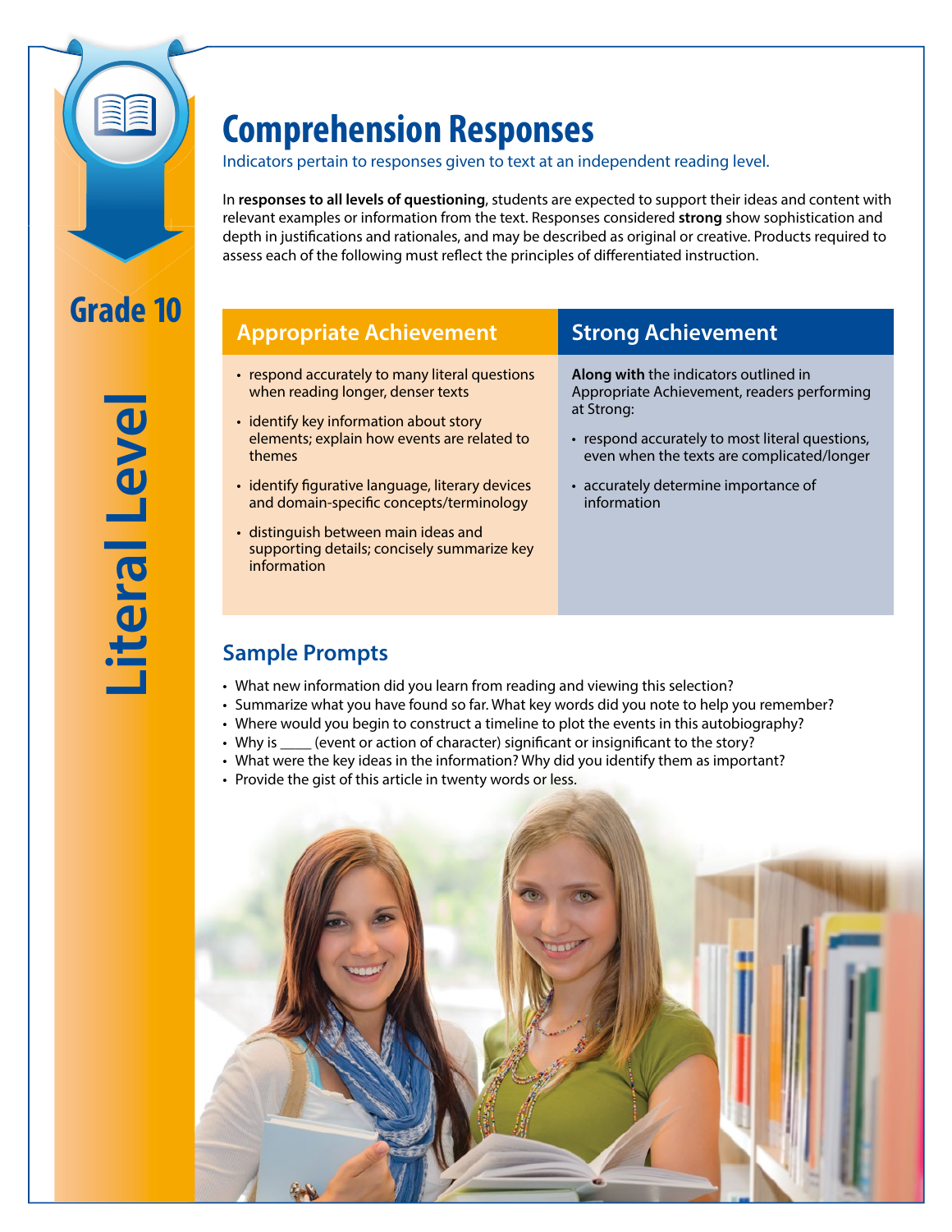Grade 10

Literal Level

# Comprehension Responses

Indicators pertain to responses given to text at an independent reading level.

In **responses to all levels of questioning**, students are expected to support their ideas and content with relevant examples or information from the text. Responses considered **strong** show sophistication and depth in justifications and rationales, and may be described as original or creative. Products required to assess each of the following must reflect the principles of differentiated instruction.

| Appropriate Achievement | Strong Achievement |
|---|---|
| • respond accurately to many literal questions when reading longer, denser texts<br>• identify key information about story elements; explain how events are related to themes<br>• identify figurative language, literary devices and domain-specific concepts/terminology<br>• distinguish between main ideas and supporting details; concisely summarize key information | **Along with** the indicators outlined in Appropriate Achievement, readers performing at Strong:<br>• respond accurately to most literal questions, even when the texts are complicated/longer<br>• accurately determine importance of information |

## Sample Prompts

- What new information did you learn from reading and viewing this selection?
- Summarize what you have found so far. What key words did you note to help you remember?
- Where would you begin to construct a timeline to plot the events in this autobiography?
- Why is ____ (event or action of character) significant or insignificant to the story?
- What were the key ideas in the information? Why did you identify them as important?
- Provide the gist of this article in twenty words or less.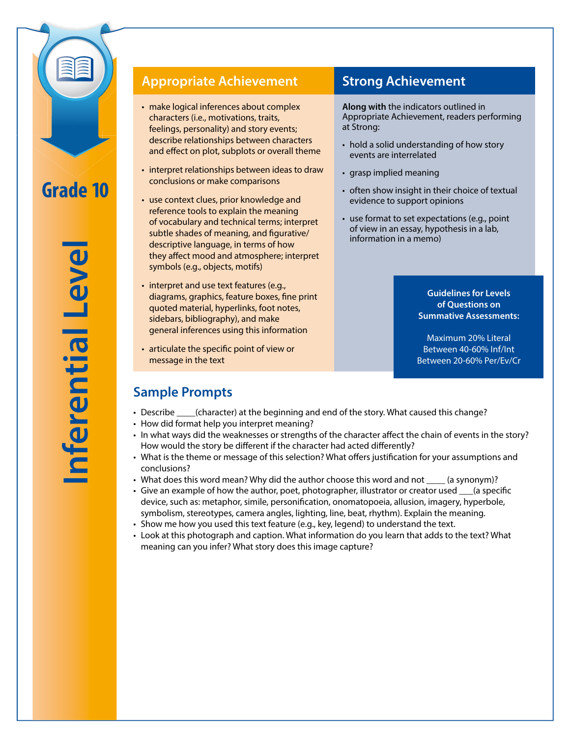# Inferential Level

## Grade 10

## Appropriate Achievement

- make logical inferences about complex characters (i.e., motivations, traits, feelings, personality) and story events; describe relationships between characters and effect on plot, subplots or overall theme
- interpret relationships between ideas to draw conclusions or make comparisons
- use context clues, prior knowledge and reference tools to explain the meaning of vocabulary and technical terms; interpret subtle shades of meaning, and figurative/descriptive language, in terms of how they affect mood and atmosphere; interpret symbols (e.g., objects, motifs)
- interpret and use text features (e.g., diagrams, graphics, feature boxes, fine print quoted material, hyperlinks, foot notes, sidebars, bibliography), and make general inferences using this information
- articulate the specific point of view or message in the text

## Strong Achievement

**Along with** the indicators outlined in Appropriate Achievement, readers performing at Strong:

- hold a solid understanding of how story events are interrelated
- grasp implied meaning
- often show insight in their choice of textual evidence to support opinions
- use format to set expectations (e.g., point of view in an essay, hypothesis in a lab, information in a memo)

**Guidelines for Levels of Questions on Summative Assessments:**

Maximum 20% Literal
Between 40-60% Inf/Int
Between 20-60% Per/Ev/Cr

## Sample Prompts

- Describe ____(character) at the beginning and end of the story. What caused this change?
- How did format help you interpret meaning?
- In what ways did the weaknesses or strengths of the character affect the chain of events in the story? How would the story be different if the character had acted differently?
- What is the theme or message of this selection? What offers justification for your assumptions and conclusions?
- What does this word mean? Why did the author choose this word and not ____ (a synonym)?
- Give an example of how the author, poet, photographer, illustrator or creator used ___(a specific device, such as: metaphor, simile, personification, onomatopoeia, allusion, imagery, hyperbole, symbolism, stereotypes, camera angles, lighting, line, beat, rhythm). Explain the meaning.
- Show me how you used this text feature (e.g., key, legend) to understand the text.
- Look at this photograph and caption. What information do you learn that adds to the text? What meaning can you infer? What story does this image capture?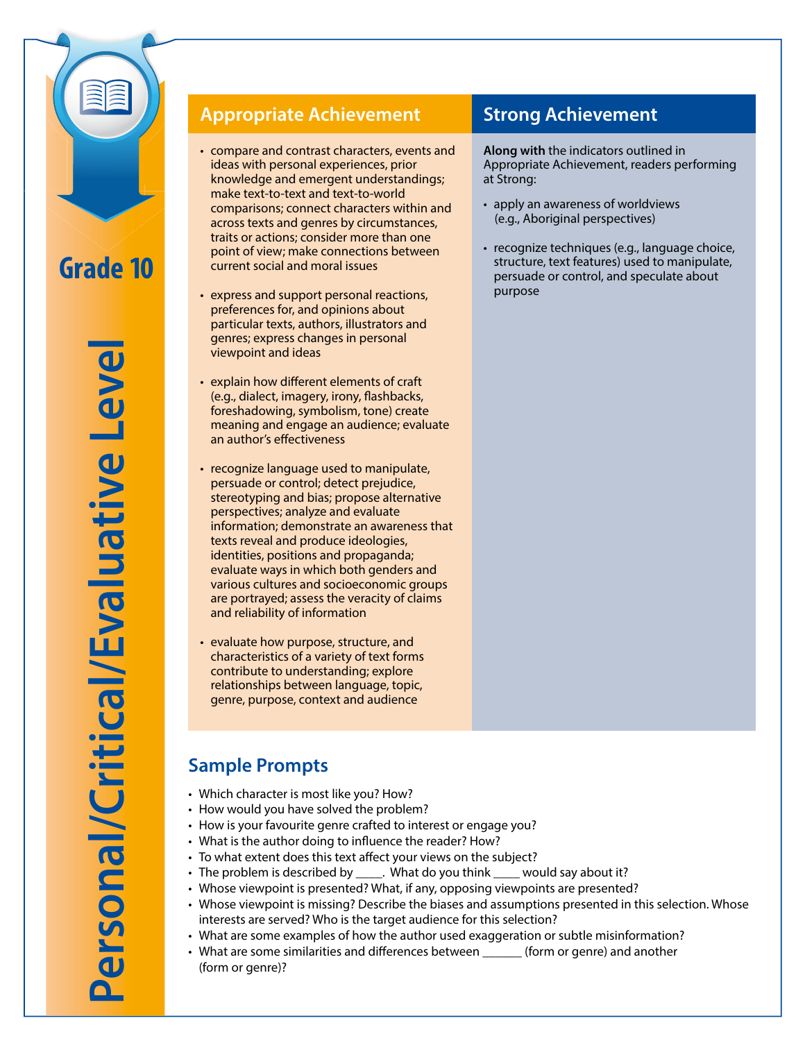Grade 10

# Personal/Critical/Evaluative Level

| Appropriate Achievement | Strong Achievement |
|---|---|
| • compare and contrast characters, events and ideas with personal experiences, prior knowledge and emergent understandings; make text-to-text and text-to-world comparisons; connect characters within and across texts and genres by circumstances, traits or actions; consider more than one point of view; make connections between current social and moral issues<br><br>• express and support personal reactions, preferences for, and opinions about particular texts, authors, illustrators and genres; express changes in personal viewpoint and ideas<br><br>• explain how different elements of craft (e.g., dialect, imagery, irony, flashbacks, foreshadowing, symbolism, tone) create meaning and engage an audience; evaluate an author's effectiveness<br><br>• recognize language used to manipulate, persuade or control; detect prejudice, stereotyping and bias; propose alternative perspectives; analyze and evaluate information; demonstrate an awareness that texts reveal and produce ideologies, identities, positions and propaganda; evaluate ways in which both genders and various cultures and socioeconomic groups are portrayed; assess the veracity of claims and reliability of information<br><br>• evaluate how purpose, structure, and characteristics of a variety of text forms contribute to understanding; explore relationships between language, topic, genre, purpose, context and audience | **Along with** the indicators outlined in Appropriate Achievement, readers performing at Strong:<br><br>• apply an awareness of worldviews (e.g., Aboriginal perspectives)<br><br>• recognize techniques (e.g., language choice, structure, text features) used to manipulate, persuade or control, and speculate about purpose |

## Sample Prompts

- Which character is most like you? How?
- How would you have solved the problem?
- How is your favourite genre crafted to interest or engage you?
- What is the author doing to influence the reader? How?
- To what extent does this text affect your views on the subject?
- The problem is described by ____. What do you think ____ would say about it?
- Whose viewpoint is presented? What, if any, opposing viewpoints are presented?
- Whose viewpoint is missing? Describe the biases and assumptions presented in this selection. Whose interests are served? Who is the target audience for this selection?
- What are some examples of how the author used exaggeration or subtle misinformation?
- What are some similarities and differences between ______ (form or genre) and another (form or genre)?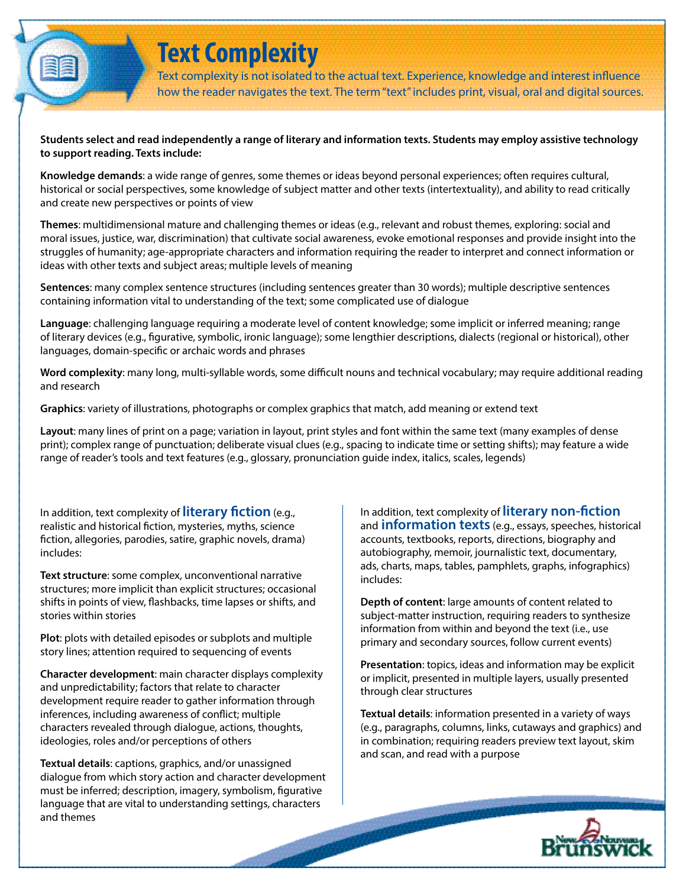# Text Complexity

Text complexity is not isolated to the actual text. Experience, knowledge and interest influence how the reader navigates the text. The term "text" includes print, visual, oral and digital sources.

**Students select and read independently a range of literary and information texts. Students may employ assistive technology to support reading. Texts include:**

**Knowledge demands**: a wide range of genres, some themes or ideas beyond personal experiences; often requires cultural, historical or social perspectives, some knowledge of subject matter and other texts (intertextuality), and ability to read critically and create new perspectives or points of view

**Themes**: multidimensional mature and challenging themes or ideas (e.g., relevant and robust themes, exploring: social and moral issues, justice, war, discrimination) that cultivate social awareness, evoke emotional responses and provide insight into the struggles of humanity; age-appropriate characters and information requiring the reader to interpret and connect information or ideas with other texts and subject areas; multiple levels of meaning

**Sentences**: many complex sentence structures (including sentences greater than 30 words); multiple descriptive sentences containing information vital to understanding of the text; some complicated use of dialogue

**Language**: challenging language requiring a moderate level of content knowledge; some implicit or inferred meaning; range of literary devices (e.g., figurative, symbolic, ironic language); some lengthier descriptions, dialects (regional or historical), other languages, domain-specific or archaic words and phrases

**Word complexity**: many long, multi-syllable words, some difficult nouns and technical vocabulary; may require additional reading and research

**Graphics**: variety of illustrations, photographs or complex graphics that match, add meaning or extend text

**Layout**: many lines of print on a page; variation in layout, print styles and font within the same text (many examples of dense print); complex range of punctuation; deliberate visual clues (e.g., spacing to indicate time or setting shifts); may feature a wide range of reader's tools and text features (e.g., glossary, pronunciation guide index, italics, scales, legends)

In addition, text complexity of **literary fiction** (e.g., realistic and historical fiction, mysteries, myths, science fiction, allegories, parodies, satire, graphic novels, drama) includes:

**Text structure**: some complex, unconventional narrative structures; more implicit than explicit structures; occasional shifts in points of view, flashbacks, time lapses or shifts, and stories within stories

**Plot**: plots with detailed episodes or subplots and multiple story lines; attention required to sequencing of events

**Character development**: main character displays complexity and unpredictability; factors that relate to character development require reader to gather information through inferences, including awareness of conflict; multiple characters revealed through dialogue, actions, thoughts, ideologies, roles and/or perceptions of others

**Textual details**: captions, graphics, and/or unassigned dialogue from which story action and character development must be inferred; description, imagery, symbolism, figurative language that are vital to understanding settings, characters and themes

In addition, text complexity of **literary non-fiction** and **information texts** (e.g., essays, speeches, historical accounts, textbooks, reports, directions, biography and autobiography, memoir, journalistic text, documentary, ads, charts, maps, tables, pamphlets, graphs, infographics) includes:

**Depth of content**: large amounts of content related to subject-matter instruction, requiring readers to synthesize information from within and beyond the text (i.e., use primary and secondary sources, follow current events)

**Presentation**: topics, ideas and information may be explicit or implicit, presented in multiple layers, usually presented through clear structures

**Textual details**: information presented in a variety of ways (e.g., paragraphs, columns, links, cutaways and graphics) and in combination; requiring readers preview text layout, skim and scan, and read with a purpose